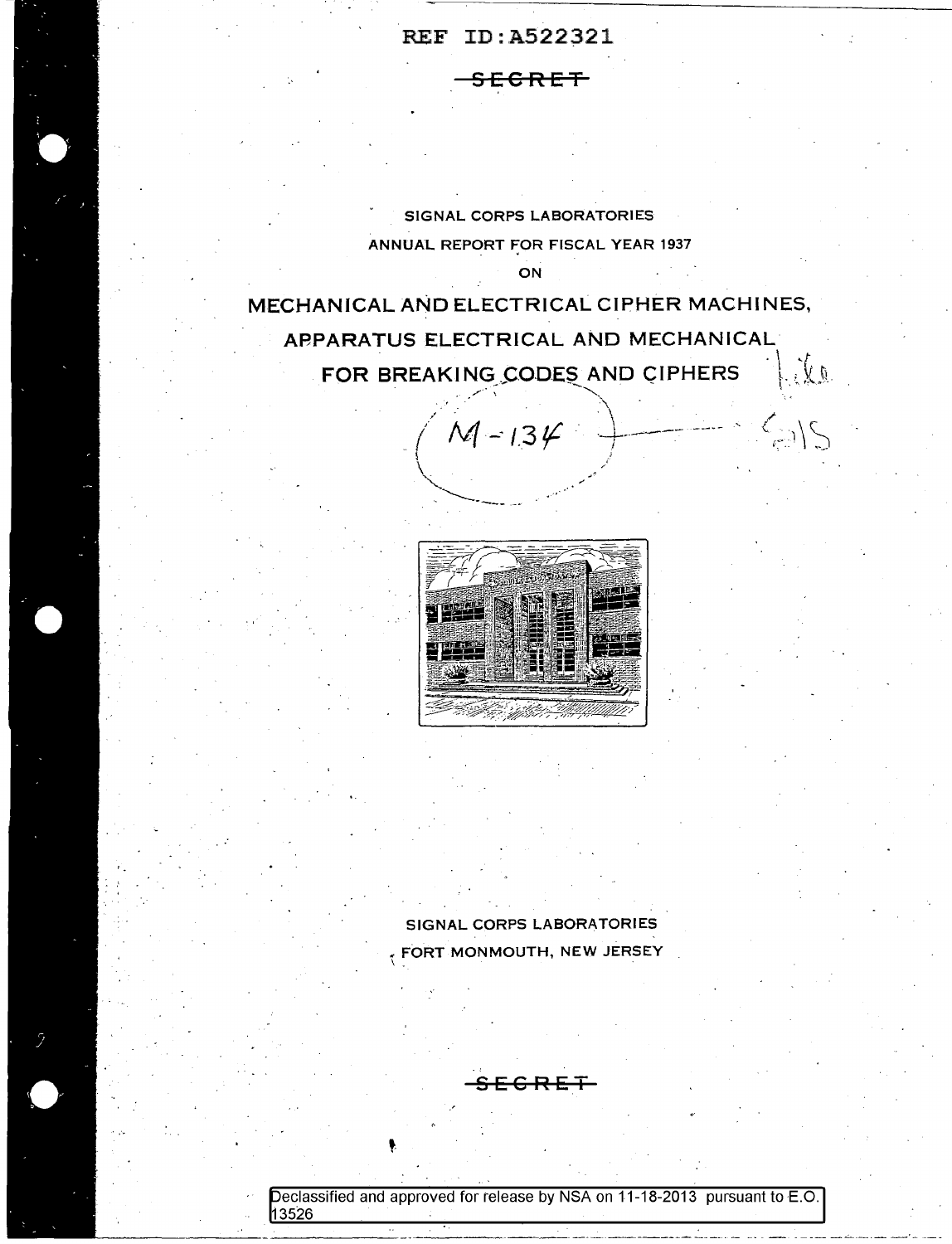REF ID:A522321

~~SECRET~~

SIGNAL CORPS LABORATORIES

ANNUAL REPORT FOR FISCAL YEAR 1937

ON

# MECHANICAL AND ELECTRICAL CIPHER MACHINES, APPARATUS ELECTRICAL AND MECHANICAL FOR BREAKING CODES AND CIPHERS

M-134

SIGNAL CORPS LABORATORIES

FORT MONMOUTH, NEW JERSEY

~~SECRET~~

Declassified and approved for release by NSA on 11-18-2013 pursuant to E.O. 13526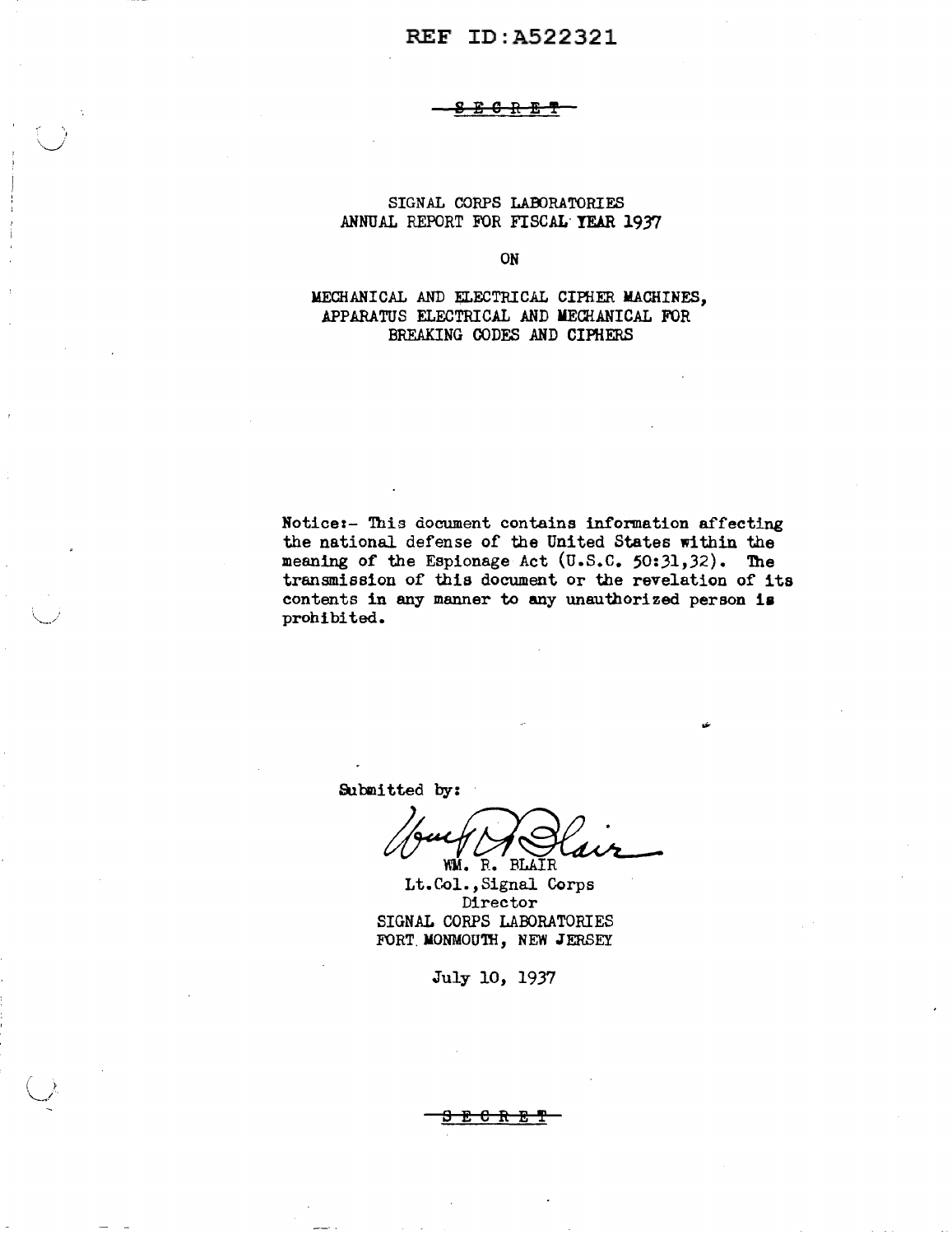REF ID:A522321

~~SECRET~~

# SIGNAL CORPS LABORATORIES
## ANNUAL REPORT FOR FISCAL YEAR 1937

ON

## MECHANICAL AND ELECTRICAL CIPHER MACHINES, APPARATUS ELECTRICAL AND MECHANICAL FOR BREAKING CODES AND CIPHERS

Notice:- This document contains information affecting the national defense of the United States within the meaning of the Espionage Act (U.S.C. 50:31,32). The transmission of this document or the revelation of its contents in any manner to any unauthorized person is prohibited.

Submitted by:

WM. R. BLAIR
Lt.Col., Signal Corps
Director
SIGNAL CORPS LABORATORIES
FORT MONMOUTH, NEW JERSEY

July 10, 1937

~~SECRET~~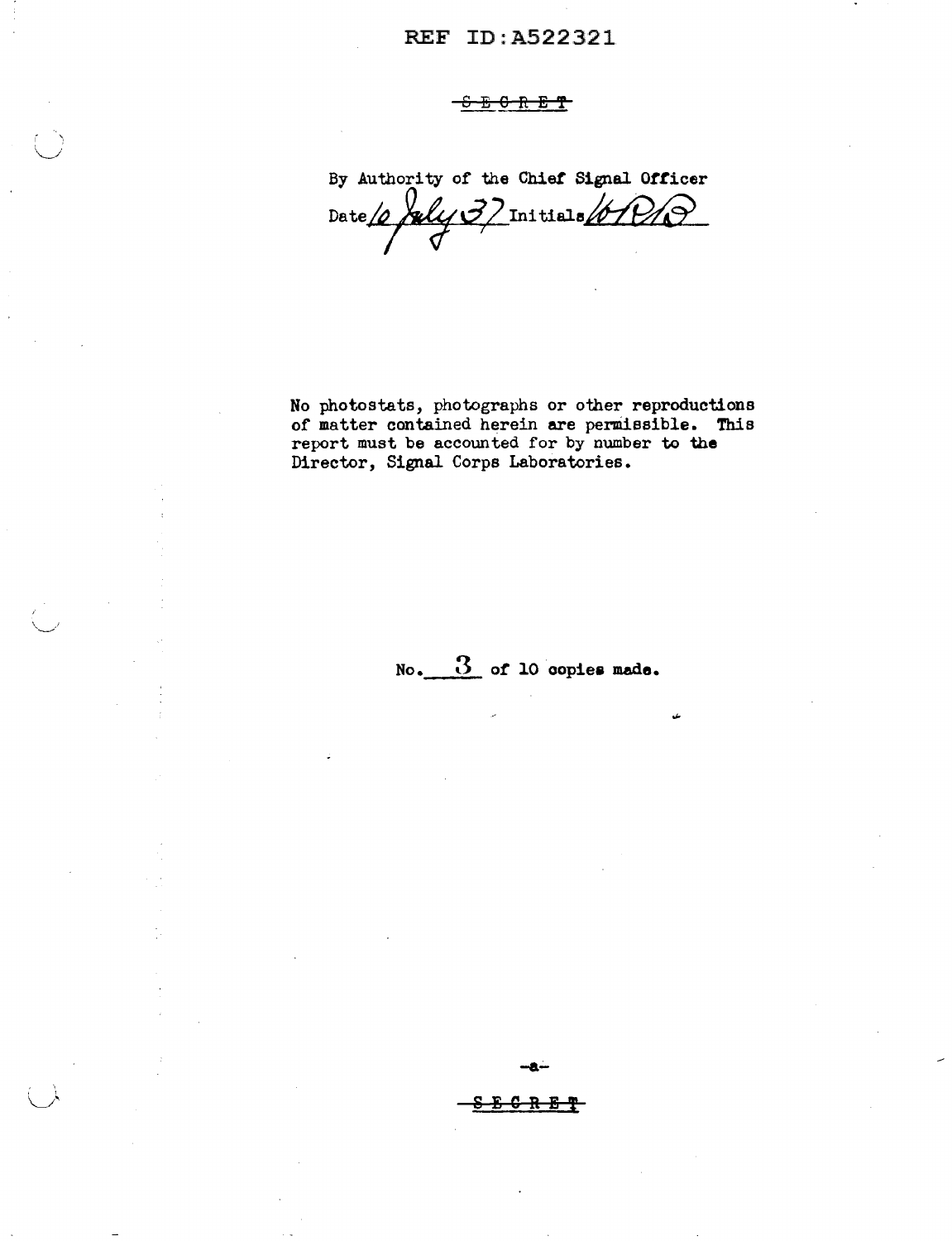REF ID:A522321

~~SECRET~~

By Authority of the Chief Signal Officer
Date 6 July 37 Initials WPB

No photostats, photographs or other reproductions of matter contained herein are permissible. This report must be accounted for by number to the Director, Signal Corps Laboratories.

No. 3 of 10 copies made.

-a-

~~SECRET~~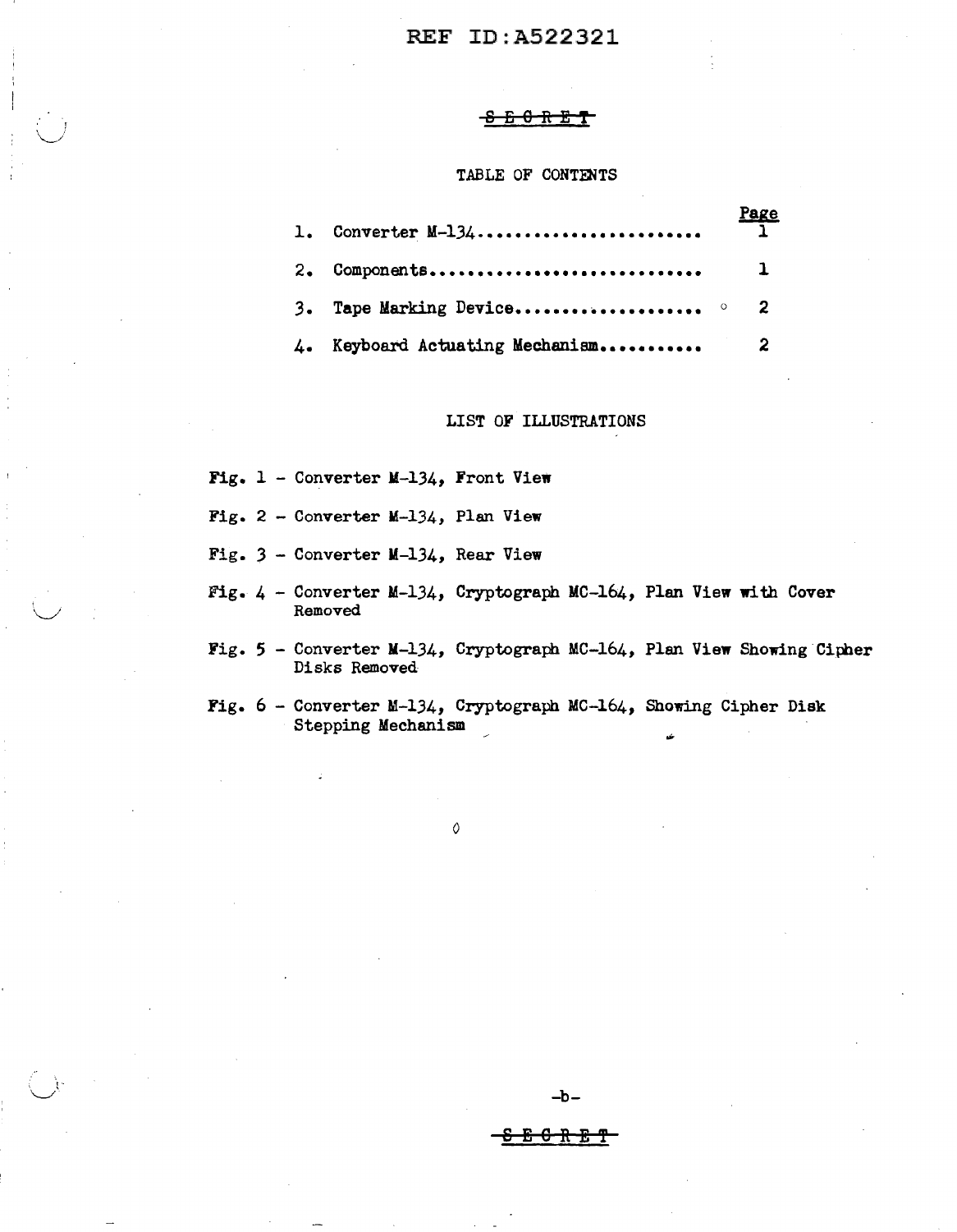TABLE OF CONTENTS

| | | Page |
|---|---|---|
| 1. | Converter M-134 | 1 |
| 2. | Components | 1 |
| 3. | Tape Marking Device | 2 |
| 4. | Keyboard Actuating Mechanism | 2 |

LIST OF ILLUSTRATIONS

Fig. 1 - Converter M-134, Front View

Fig. 2 - Converter M-134, Plan View

Fig. 3 - Converter M-134, Rear View

Fig. 4 - Converter M-134, Cryptograph MC-164, Plan View with Cover Removed

Fig. 5 - Converter M-134, Cryptograph MC-164, Plan View Showing Cipher Disks Removed

Fig. 6 - Converter M-134, Cryptograph MC-164, Showing Cipher Disk Stepping Mechanism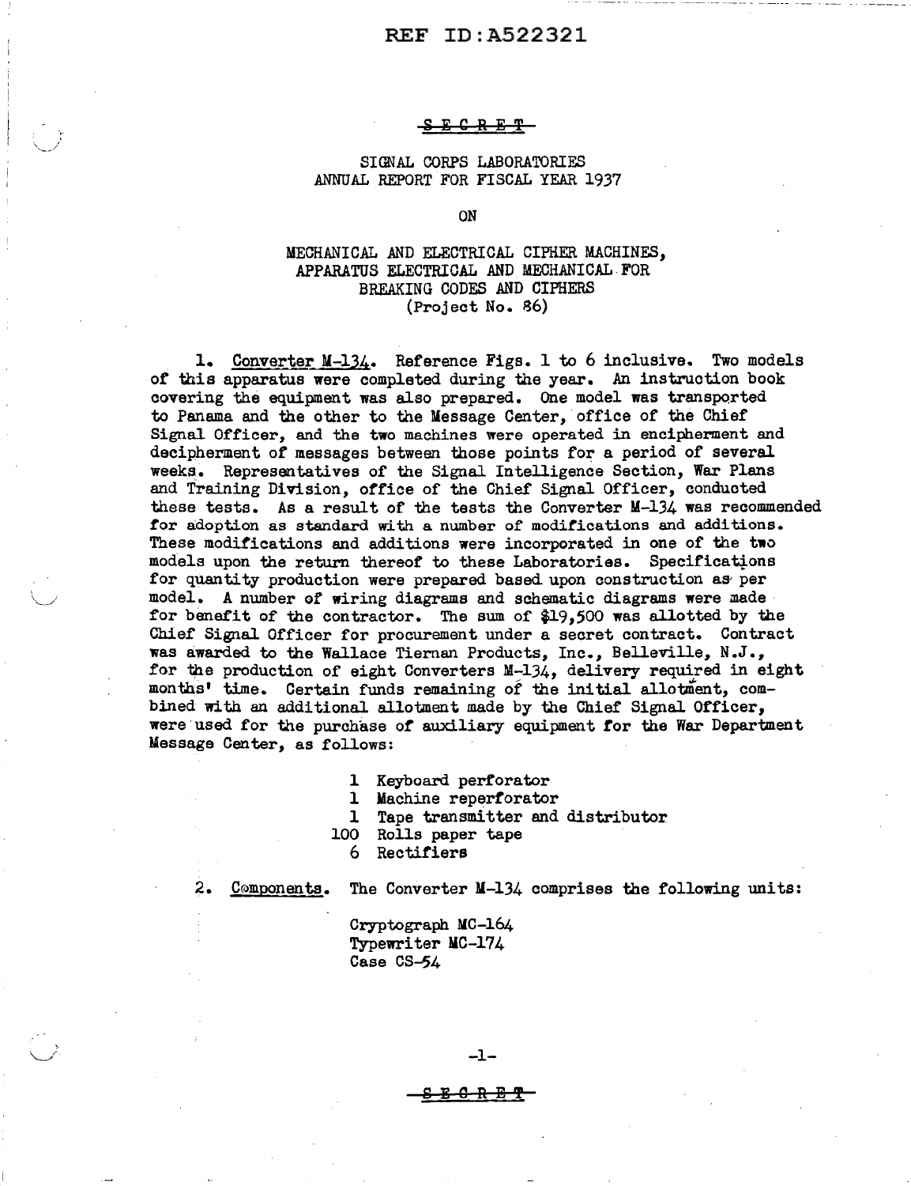SECRET

SIGNAL CORPS LABORATORIES
ANNUAL REPORT FOR FISCAL YEAR 1937

ON

MECHANICAL AND ELECTRICAL CIPHER MACHINES,
APPARATUS ELECTRICAL AND MECHANICAL FOR
BREAKING CODES AND CIPHERS
(Project No. 86)

1. Converter M-134. Reference Figs. 1 to 6 inclusive. Two models of this apparatus were completed during the year. An instruction book covering the equipment was also prepared. One model was transported to Panama and the other to the Message Center, office of the Chief Signal Officer, and the two machines were operated in encipherment and decipherment of messages between those points for a period of several weeks. Representatives of the Signal Intelligence Section, War Plans and Training Division, office of the Chief Signal Officer, conducted these tests. As a result of the tests the Converter M-134 was recommended for adoption as standard with a number of modifications and additions. These modifications and additions were incorporated in one of the two models upon the return thereof to these Laboratories. Specifications for quantity production were prepared based upon construction as per model. A number of wiring diagrams and schematic diagrams were made for benefit of the contractor. The sum of $19,500 was allotted by the Chief Signal Officer for procurement under a secret contract. Contract was awarded to the Wallace Tiernan Products, Inc., Belleville, N.J., for the production of eight Converters M-134, delivery required in eight months' time. Certain funds remaining of the initial allotment, combined with an additional allotment made by the Chief Signal Officer, were used for the purchase of auxiliary equipment for the War Department Message Center, as follows:

- 1 Keyboard perforator
- 1 Machine reperforator
- 1 Tape transmitter and distributor
- 100 Rolls paper tape
- 6 Rectifiers

2. Components. The Converter M-134 comprises the following units:

Cryptograph MC-164
Typewriter MC-174
Case CS-54

SECRET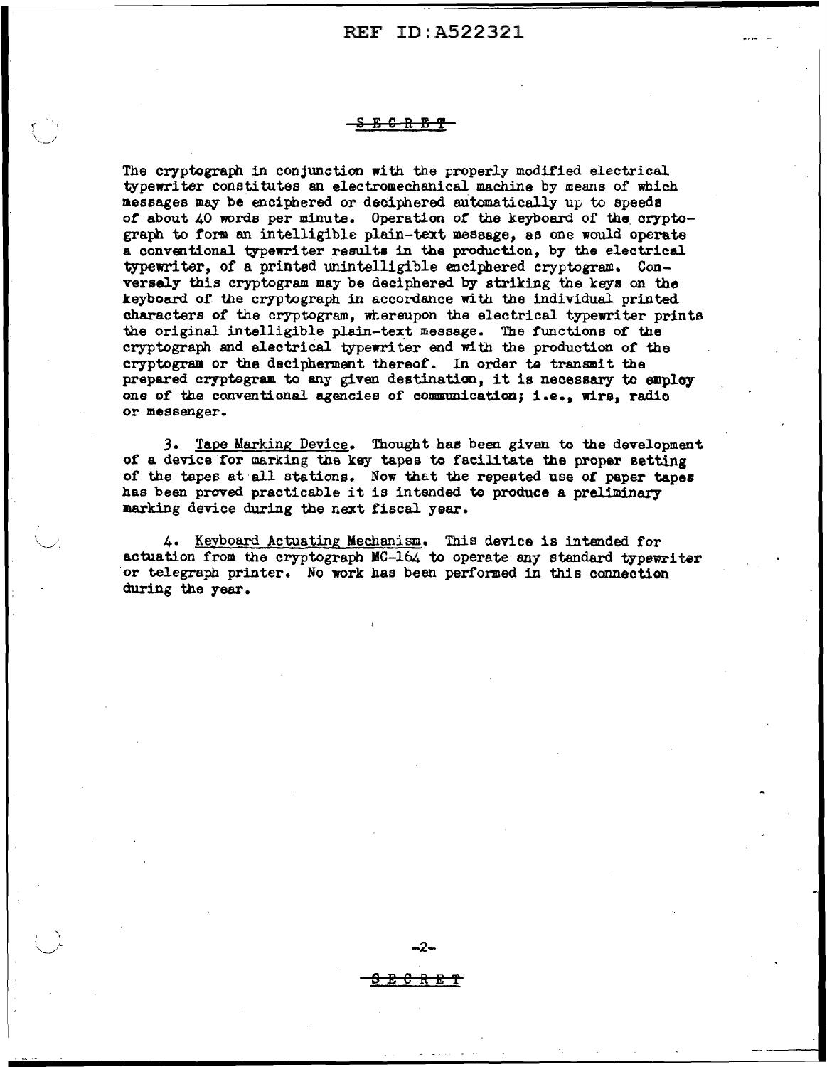SECRET

The cryptograph in conjunction with the properly modified electrical typewriter constitutes an electromechanical machine by means of which messages may be enciphered or deciphered automatically up to speeds of about 40 words per minute. Operation of the keyboard of the cryptograph to form an intelligible plain-text message, as one would operate a conventional typewriter results in the production, by the electrical typewriter, of a printed unintelligible enciphered cryptogram. Conversely this cryptogram may be deciphered by striking the keys on the keyboard of the cryptograph in accordance with the individual printed characters of the cryptogram, whereupon the electrical typewriter prints the original intelligible plain-text message. The functions of the cryptograph and electrical typewriter end with the production of the cryptogram or the decipherment thereof. In order to transmit the prepared cryptogram to any given destination, it is necessary to employ one of the conventional agencies of communication; i.e., wire, radio or messenger.

3. Tape Marking Device. Thought has been given to the development of a device for marking the key tapes to facilitate the proper setting of the tapes at all stations. Now that the repeated use of paper tapes has been proved practicable it is intended to produce a preliminary marking device during the next fiscal year.

4. Keyboard Actuating Mechanism. This device is intended for actuation from the cryptograph MC-164 to operate any standard typewriter or telegraph printer. No work has been performed in this connection during the year.

SECRET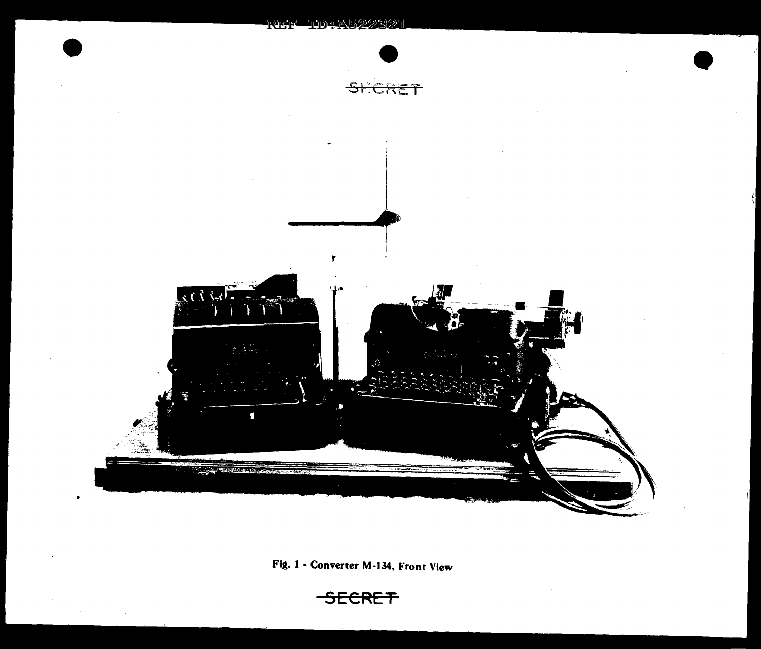SECRET

Fig. 1 - Converter M-134, Front View

SECRET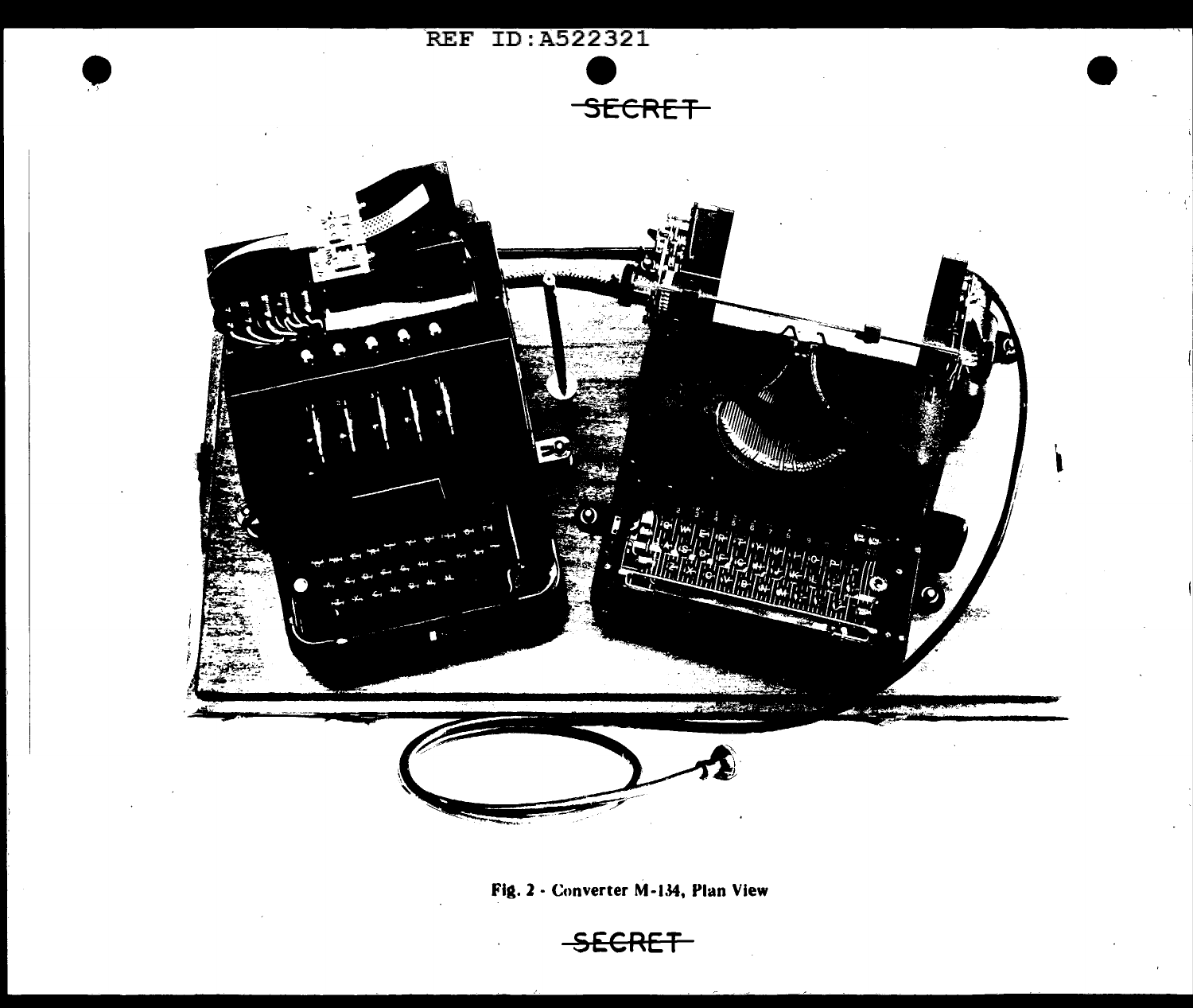SECRET

Fig. 2 - Converter M-134, Plan View

SECRET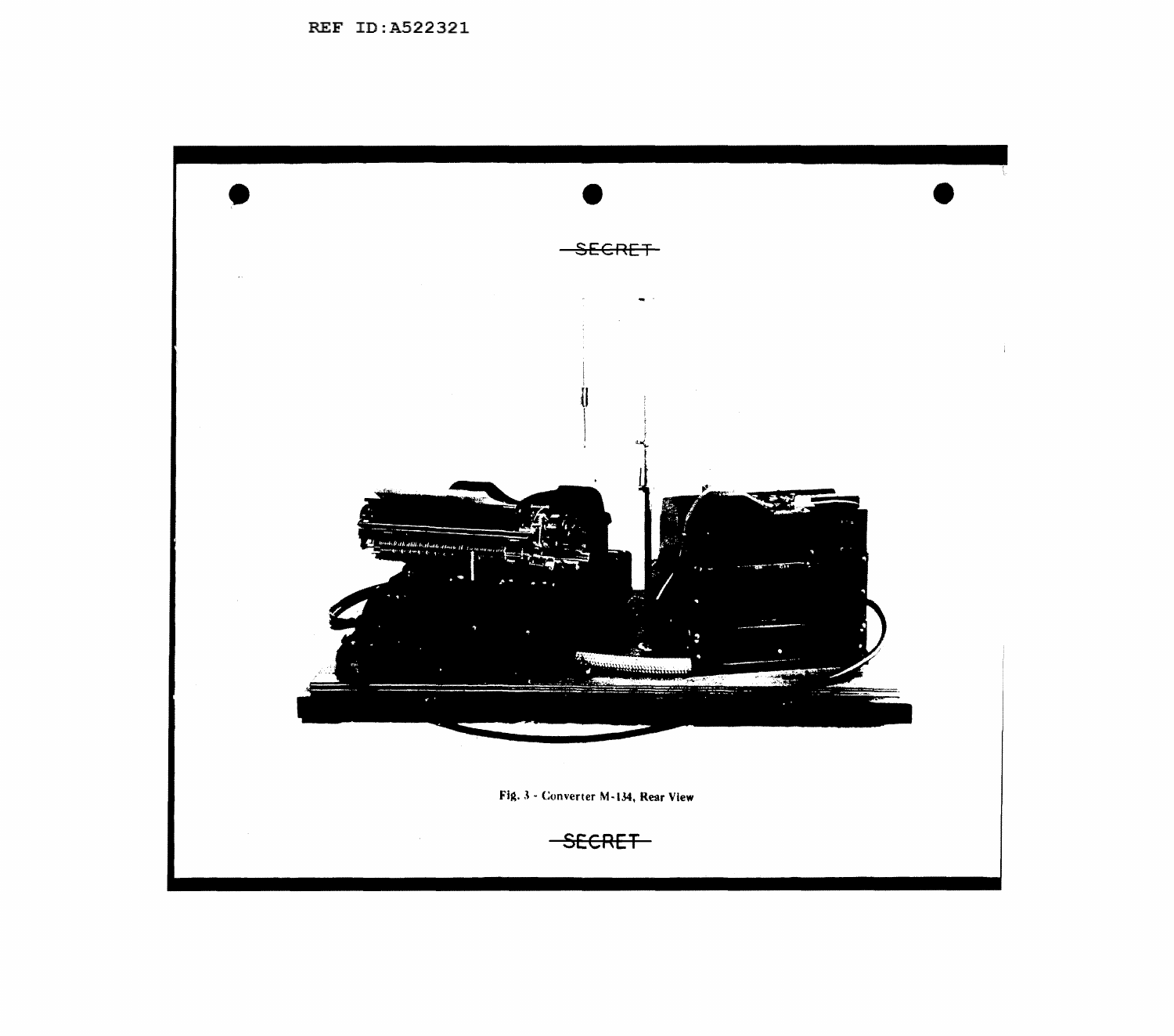~~SECRET~~

Fig. 3 - Converter M-134, Rear View

~~SECRET~~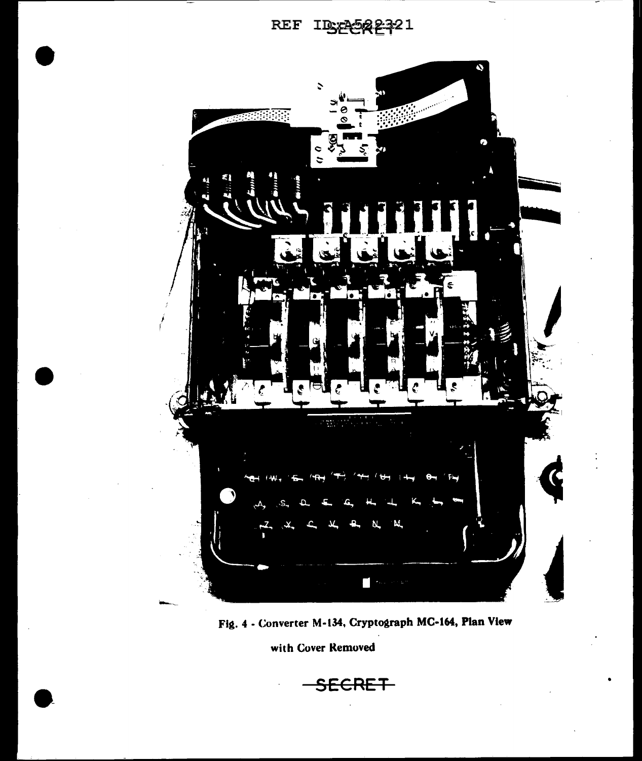Fig. 4 - Converter M-134, Cryptograph MC-164, Plan View with Cover Removed

~~SECRET~~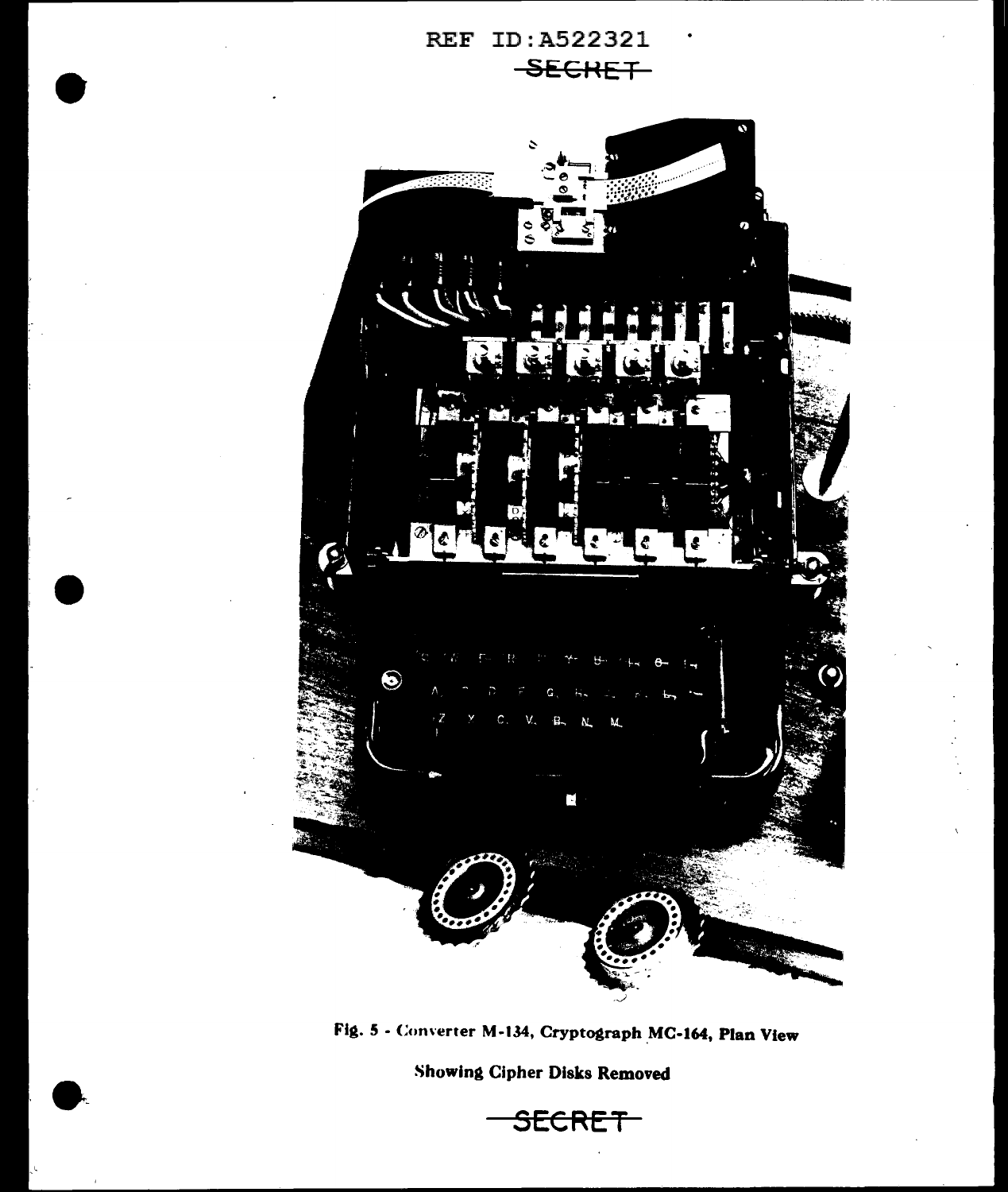Fig. 5 - Converter M-134, Cryptograph MC-164, Plan View

Showing Cipher Disks Removed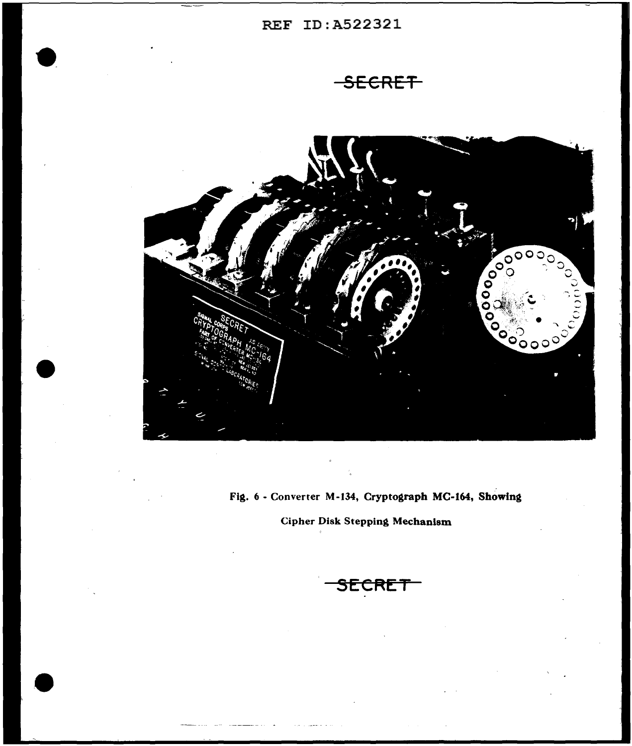~~SECRET~~

Fig. 6 - Converter M-134, Cryptograph MC-164, Showing Cipher Disk Stepping Mechanism

~~SECRET~~